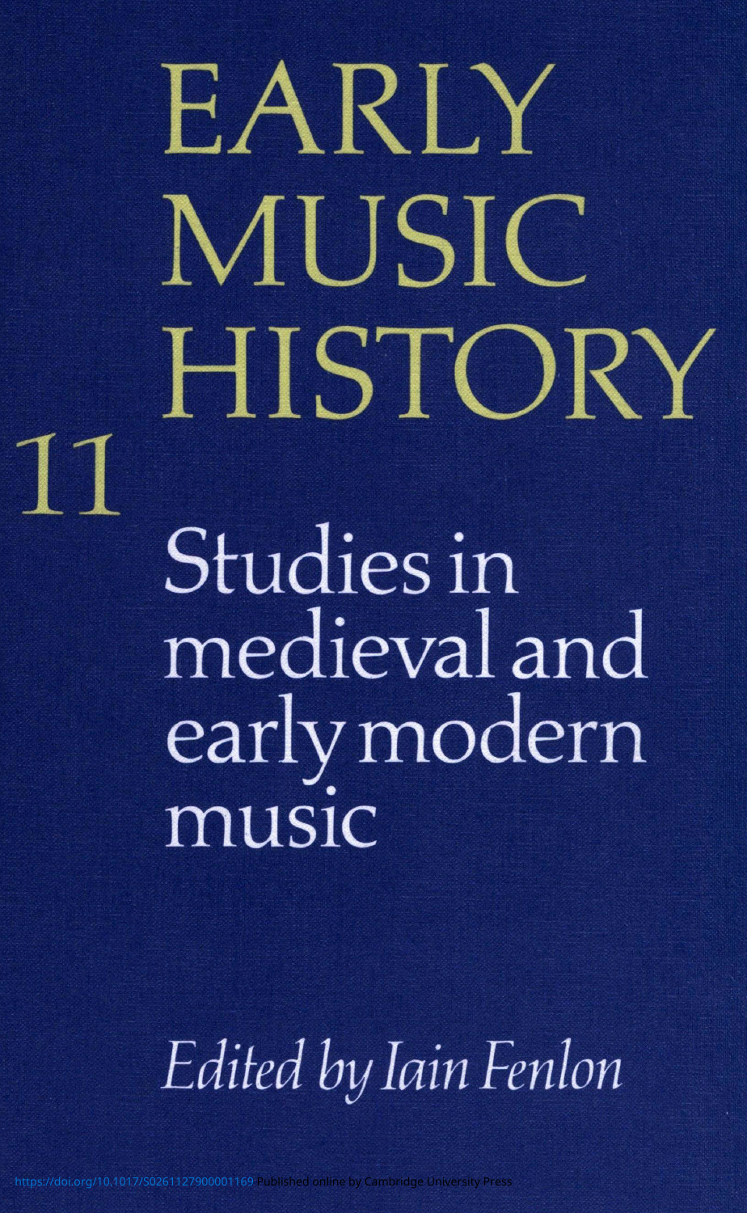# EARLY MUSIC HISTORY

11

## Studies in medieval and early modern music

*Edited by Iain Fenlon*

https://doi.org/10.1017/S0261127900001169 Published online by Cambridge University Press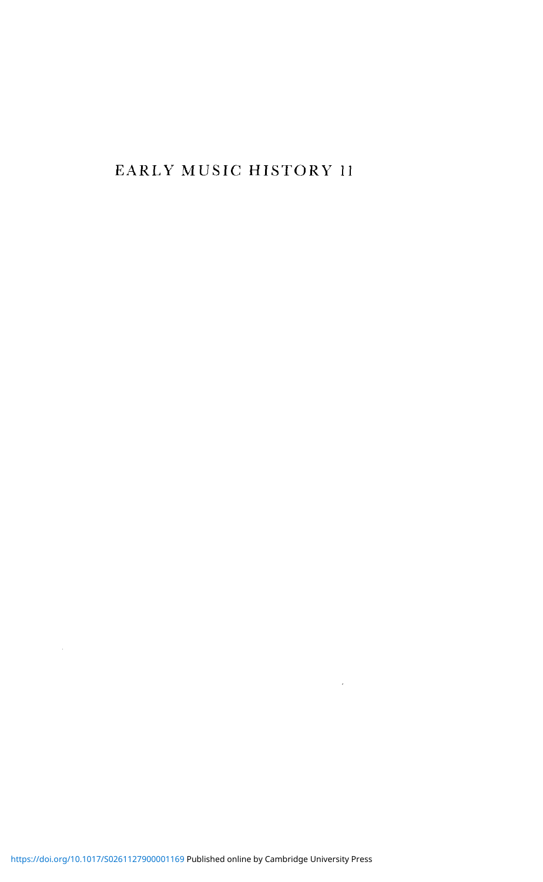# EARLY MUSIC HISTORY 11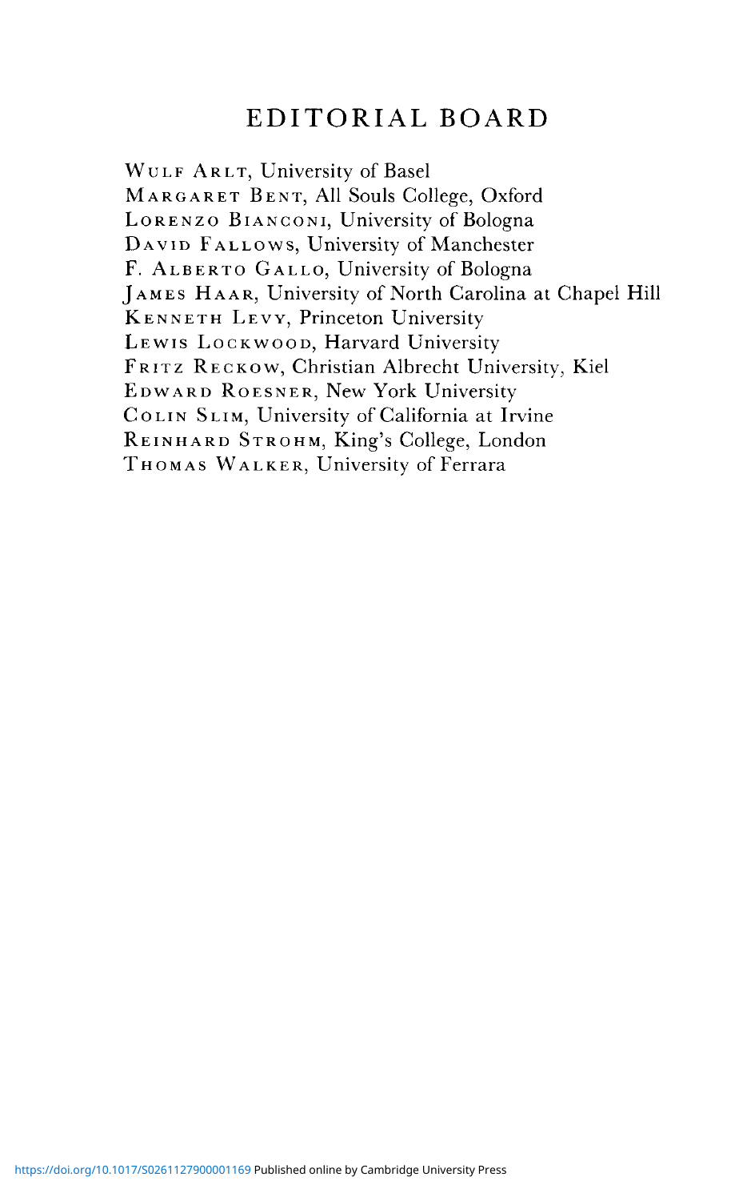# EDITORIAL BOARD

Wulf Arlt, University of Basel
Margaret Bent, All Souls College, Oxford
Lorenzo Bianconi, University of Bologna
David Fallows, University of Manchester
F. Alberto Gallo, University of Bologna
James Haar, University of North Carolina at Chapel Hill
Kenneth Levy, Princeton University
Lewis Lockwood, Harvard University
Fritz Reckow, Christian Albrecht University, Kiel
Edward Roesner, New York University
Colin Slim, University of California at Irvine
Reinhard Strohm, King's College, London
Thomas Walker, University of Ferrara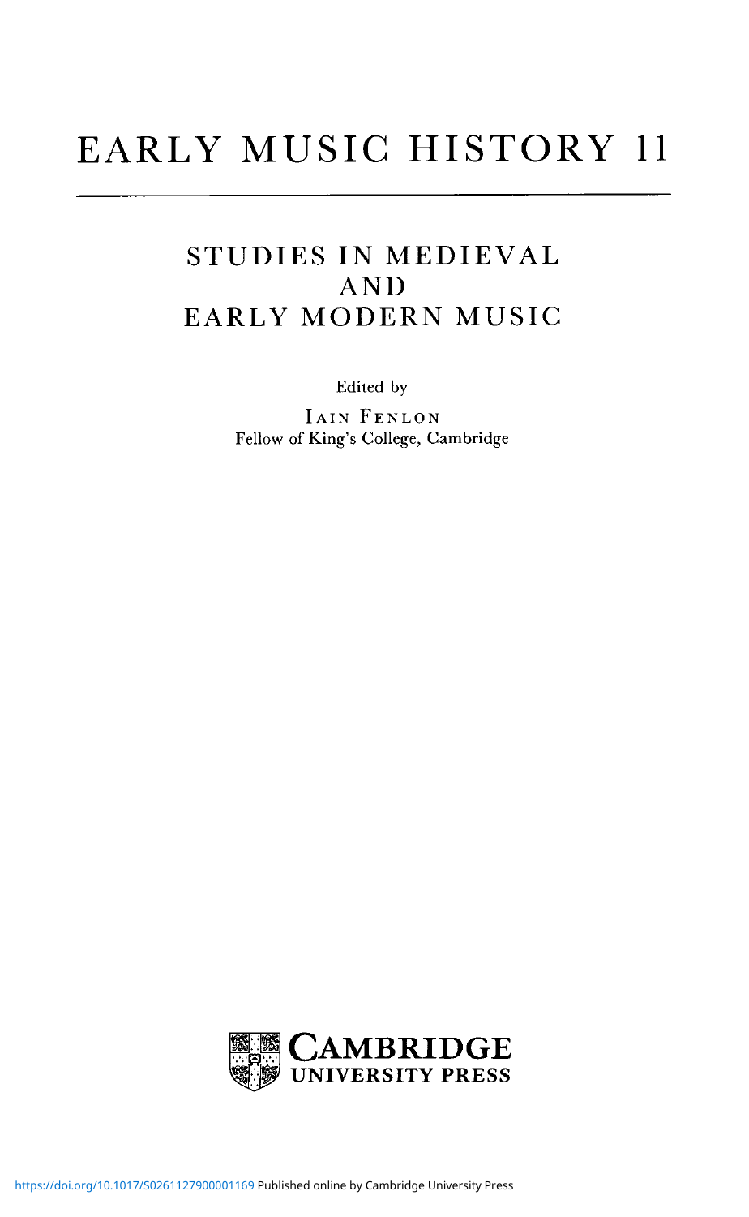# EARLY MUSIC HISTORY 11

## STUDIES IN MEDIEVAL AND EARLY MODERN MUSIC

Edited by

IAIN FENLON
Fellow of King's College, Cambridge

CAMBRIDGE
UNIVERSITY PRESS

https://doi.org/10.1017/S0261127900001169 Published online by Cambridge University Press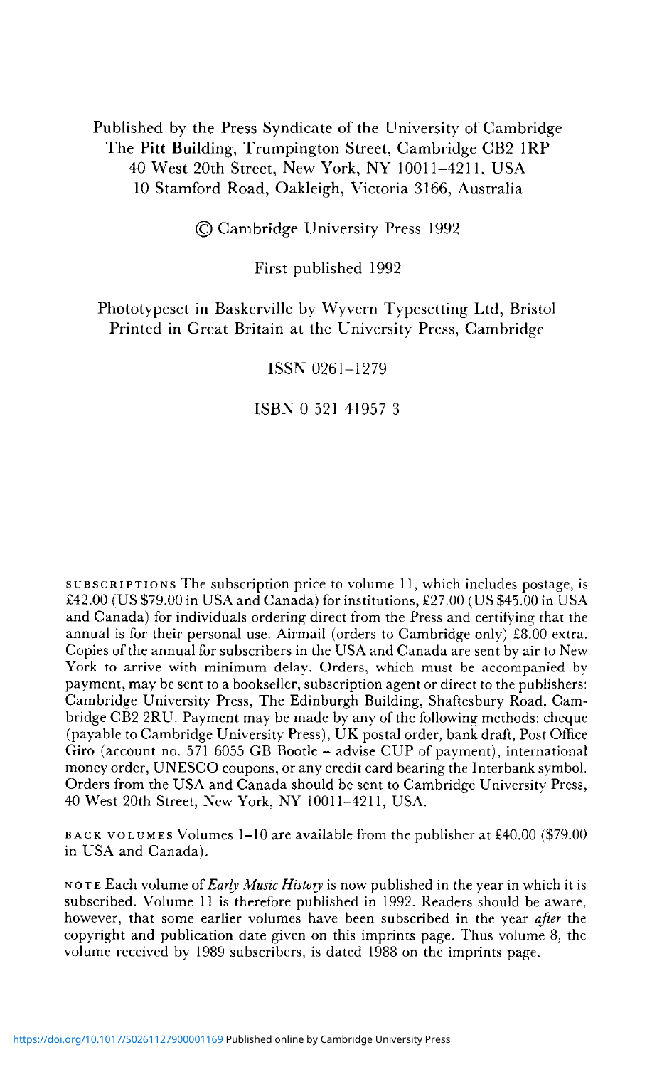Published by the Press Syndicate of the University of Cambridge
The Pitt Building, Trumpington Street, Cambridge CB2 1RP
40 West 20th Street, New York, NY 10011–4211, USA
10 Stamford Road, Oakleigh, Victoria 3166, Australia

© Cambridge University Press 1992

First published 1992

Phototypeset in Baskerville by Wyvern Typesetting Ltd, Bristol
Printed in Great Britain at the University Press, Cambridge

ISSN 0261–1279

ISBN 0 521 41957 3

SUBSCRIPTIONS The subscription price to volume 11, which includes postage, is £42.00 (US $79.00 in USA and Canada) for institutions, £27.00 (US $45.00 in USA and Canada) for individuals ordering direct from the Press and certifying that the annual is for their personal use. Airmail (orders to Cambridge only) £8.00 extra. Copies of the annual for subscribers in the USA and Canada are sent by air to New York to arrive with minimum delay. Orders, which must be accompanied by payment, may be sent to a bookseller, subscription agent or direct to the publishers: Cambridge University Press, The Edinburgh Building, Shaftesbury Road, Cambridge CB2 2RU. Payment may be made by any of the following methods: cheque (payable to Cambridge University Press), UK postal order, bank draft, Post Office Giro (account no. 571 6055 GB Bootle – advise CUP of payment), international money order, UNESCO coupons, or any credit card bearing the Interbank symbol. Orders from the USA and Canada should be sent to Cambridge University Press, 40 West 20th Street, New York, NY 10011–4211, USA.

BACK VOLUMES Volumes 1–10 are available from the publisher at £40.00 ($79.00 in USA and Canada).

NOTE Each volume of *Early Music History* is now published in the year in which it is subscribed. Volume 11 is therefore published in 1992. Readers should be aware, however, that some earlier volumes have been subscribed in the year *after* the copyright and publication date given on this imprints page. Thus volume 8, the volume received by 1989 subscribers, is dated 1988 on the imprints page.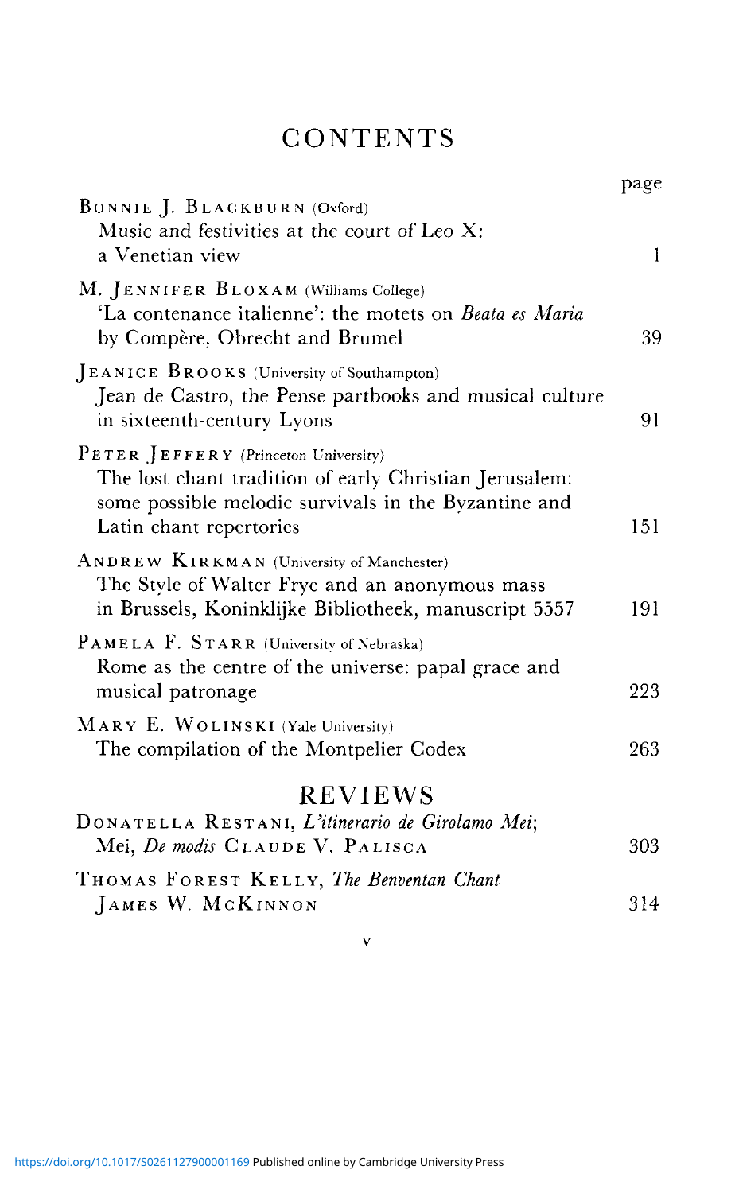# CONTENTS

| | page |
| --- | --- |
| BONNIE J. BLACKBURN (Oxford)<br>Music and festivities at the court of Leo X: a Venetian view | 1 |
| M. JENNIFER BLOXAM (Williams College)<br>'La contenance italienne': the motets on *Beata es Maria* by Compère, Obrecht and Brumel | 39 |
| JEANICE BROOKS (University of Southampton)<br>Jean de Castro, the Pense partbooks and musical culture in sixteenth-century Lyons | 91 |
| PETER JEFFERY (Princeton University)<br>The lost chant tradition of early Christian Jerusalem: some possible melodic survivals in the Byzantine and Latin chant repertories | 151 |
| ANDREW KIRKMAN (University of Manchester)<br>The Style of Walter Frye and an anonymous mass in Brussels, Koninklijke Bibliotheek, manuscript 5557 | 191 |
| PAMELA F. STARR (University of Nebraska)<br>Rome as the centre of the universe: papal grace and musical patronage | 223 |
| MARY E. WOLINSKI (Yale University)<br>The compilation of the Montpelier Codex | 263 |

## REVIEWS

| | |
| --- | --- |
| DONATELLA RESTANI, *L'itinerario de Girolamo Mei*; Mei, *De modis* CLAUDE V. PALISCA | 303 |
| THOMAS FOREST KELLY, *The Benventan Chant* JAMES W. MCKINNON | 314 |

v

https://doi.org/10.1017/S0261127900001169 Published online by Cambridge University Press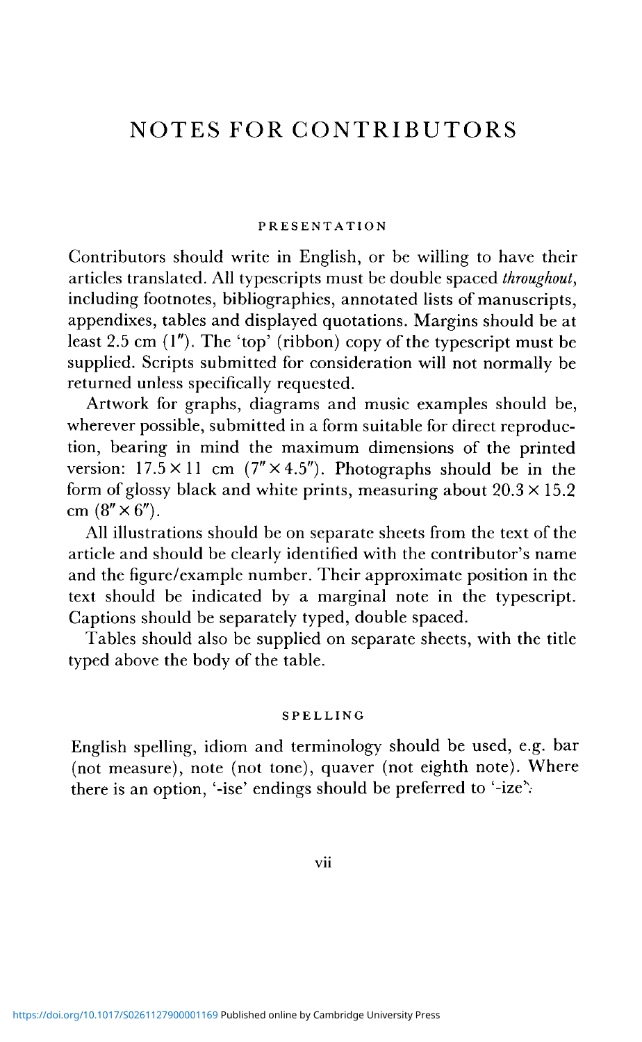# NOTES FOR CONTRIBUTORS

## PRESENTATION

Contributors should write in English, or be willing to have their articles translated. All typescripts must be double spaced *throughout*, including footnotes, bibliographies, annotated lists of manuscripts, appendixes, tables and displayed quotations. Margins should be at least 2.5 cm (1″). The 'top' (ribbon) copy of the typescript must be supplied. Scripts submitted for consideration will not normally be returned unless specifically requested.

Artwork for graphs, diagrams and music examples should be, wherever possible, submitted in a form suitable for direct reproduction, bearing in mind the maximum dimensions of the printed version: 17.5 × 11 cm (7″ × 4.5″). Photographs should be in the form of glossy black and white prints, measuring about 20.3 × 15.2 cm (8″ × 6″).

All illustrations should be on separate sheets from the text of the article and should be clearly identified with the contributor's name and the figure/example number. Their approximate position in the text should be indicated by a marginal note in the typescript. Captions should be separately typed, double spaced.

Tables should also be supplied on separate sheets, with the title typed above the body of the table.

## SPELLING

English spelling, idiom and terminology should be used, e.g. bar (not measure), note (not tone), quaver (not eighth note). Where there is an option, '-ise' endings should be preferred to '-ize'.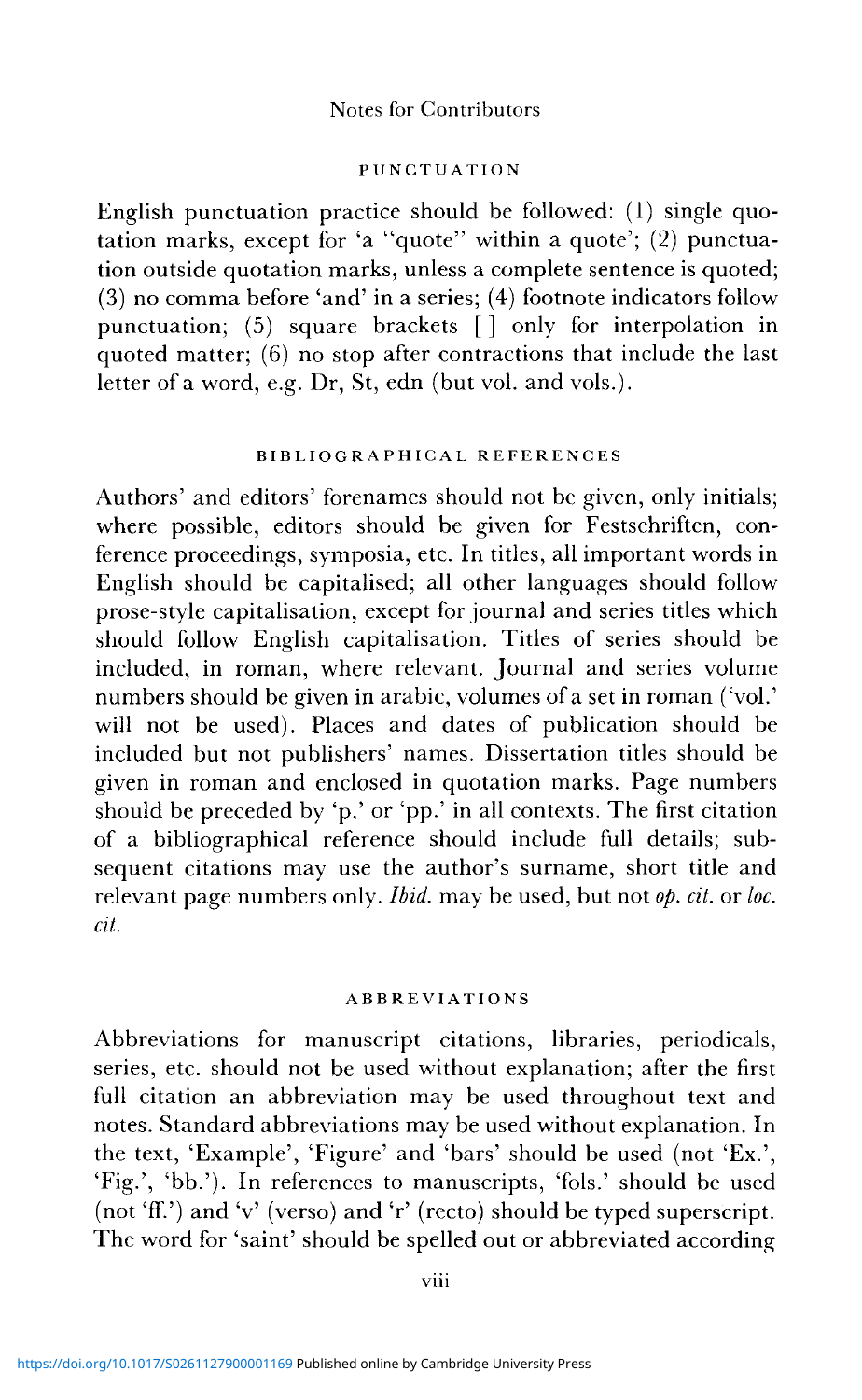## PUNCTUATION

English punctuation practice should be followed: (1) single quotation marks, except for 'a "quote" within a quote'; (2) punctuation outside quotation marks, unless a complete sentence is quoted; (3) no comma before 'and' in a series; (4) footnote indicators follow punctuation; (5) square brackets [ ] only for interpolation in quoted matter; (6) no stop after contractions that include the last letter of a word, e.g. Dr, St, edn (but vol. and vols.).

## BIBLIOGRAPHICAL REFERENCES

Authors' and editors' forenames should not be given, only initials; where possible, editors should be given for Festschriften, conference proceedings, symposia, etc. In titles, all important words in English should be capitalised; all other languages should follow prose-style capitalisation, except for journal and series titles which should follow English capitalisation. Titles of series should be included, in roman, where relevant. Journal and series volume numbers should be given in arabic, volumes of a set in roman ('vol.' will not be used). Places and dates of publication should be included but not publishers' names. Dissertation titles should be given in roman and enclosed in quotation marks. Page numbers should be preceded by 'p.' or 'pp.' in all contexts. The first citation of a bibliographical reference should include full details; subsequent citations may use the author's surname, short title and relevant page numbers only. *Ibid.* may be used, but not *op. cit.* or *loc. cit.*

## ABBREVIATIONS

Abbreviations for manuscript citations, libraries, periodicals, series, etc. should not be used without explanation; after the first full citation an abbreviation may be used throughout text and notes. Standard abbreviations may be used without explanation. In the text, 'Example', 'Figure' and 'bars' should be used (not 'Ex.', 'Fig.', 'bb.'). In references to manuscripts, 'fols.' should be used (not 'ff.') and 'v' (verso) and 'r' (recto) should be typed superscript. The word for 'saint' should be spelled out or abbreviated according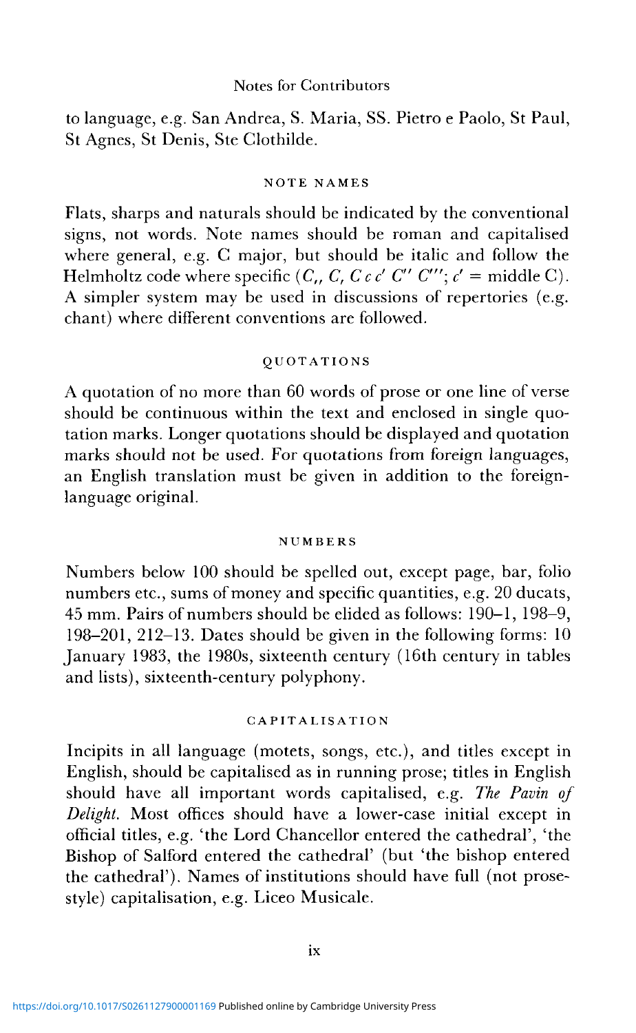to language, e.g. San Andrea, S. Maria, SS. Pietro e Paolo, St Paul, St Agnes, St Denis, Ste Clothilde.

## NOTE NAMES

Flats, sharps and naturals should be indicated by the conventional signs, not words. Note names should be roman and capitalised where general, e.g. C major, but should be italic and follow the Helmholtz code where specific (*C,, C, C c c′ C″ C‴*; *c′* = middle C). A simpler system may be used in discussions of repertories (e.g. chant) where different conventions are followed.

## QUOTATIONS

A quotation of no more than 60 words of prose or one line of verse should be continuous within the text and enclosed in single quotation marks. Longer quotations should be displayed and quotation marks should not be used. For quotations from foreign languages, an English translation must be given in addition to the foreign-language original.

## NUMBERS

Numbers below 100 should be spelled out, except page, bar, folio numbers etc., sums of money and specific quantities, e.g. 20 ducats, 45 mm. Pairs of numbers should be elided as follows: 190–1, 198–9, 198–201, 212–13. Dates should be given in the following forms: 10 January 1983, the 1980s, sixteenth century (16th century in tables and lists), sixteenth-century polyphony.

## CAPITALISATION

Incipits in all language (motets, songs, etc.), and titles except in English, should be capitalised as in running prose; titles in English should have all important words capitalised, e.g. *The Pavin of Delight*. Most offices should have a lower-case initial except in official titles, e.g. 'the Lord Chancellor entered the cathedral', 'the Bishop of Salford entered the cathedral' (but 'the bishop entered the cathedral'). Names of institutions should have full (not prose-style) capitalisation, e.g. Liceo Musicale.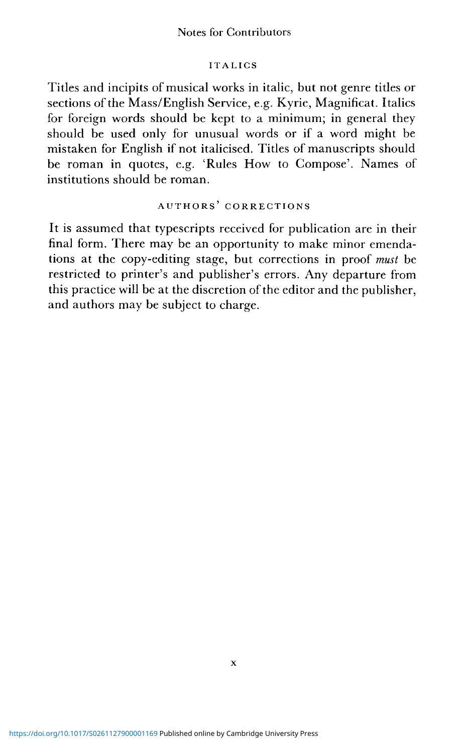## ITALICS

Titles and incipits of musical works in italic, but not genre titles or sections of the Mass/English Service, e.g. Kyrie, Magnificat. Italics for foreign words should be kept to a minimum; in general they should be used only for unusual words or if a word might be mistaken for English if not italicised. Titles of manuscripts should be roman in quotes, e.g. 'Rules How to Compose'. Names of institutions should be roman.

## AUTHORS' CORRECTIONS

It is assumed that typescripts received for publication are in their final form. There may be an opportunity to make minor emendations at the copy-editing stage, but corrections in proof *must* be restricted to printer's and publisher's errors. Any departure from this practice will be at the discretion of the editor and the publisher, and authors may be subject to charge.